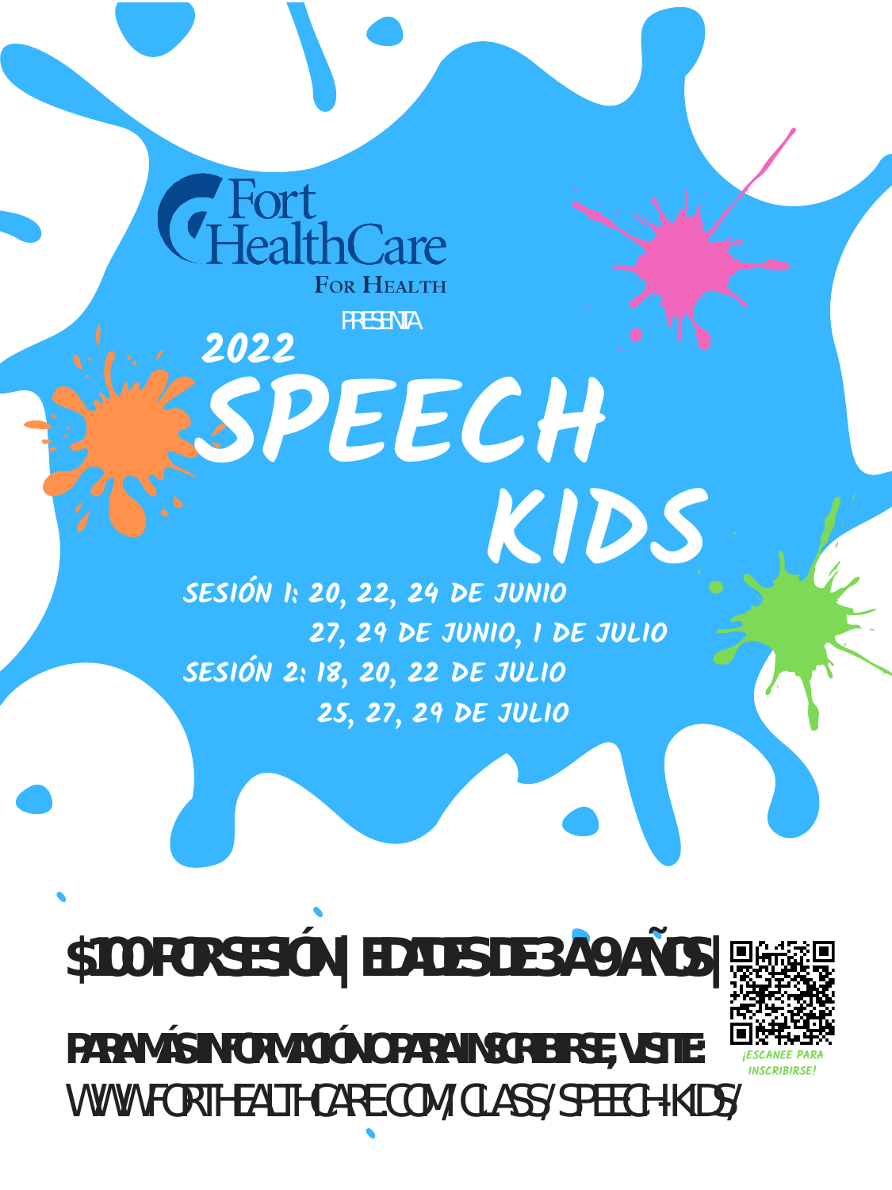Fort HealthCare
For Health

PRESENTA

# 2022 SPEECH KIDS

**SESIÓN 1:** 20, 22, 24 DE JUNIO
27, 29 DE JUNIO, 1 DE JULIO

**SESIÓN 2:** 18, 20, 22 DE JULIO
25, 27, 29 DE JULIO

## $100 POR SESIÓN | EDADES DE 3 A 9 AÑOS |

¡ESCANEE PARA INSCRIBIRSE!

**PARA MÁS INFORMACIÓN O PARA INSCRIBIRSE, VISITE:**

WWW.FORTHEALTHCARE.COM/CLASS/SPEECH-KIDS/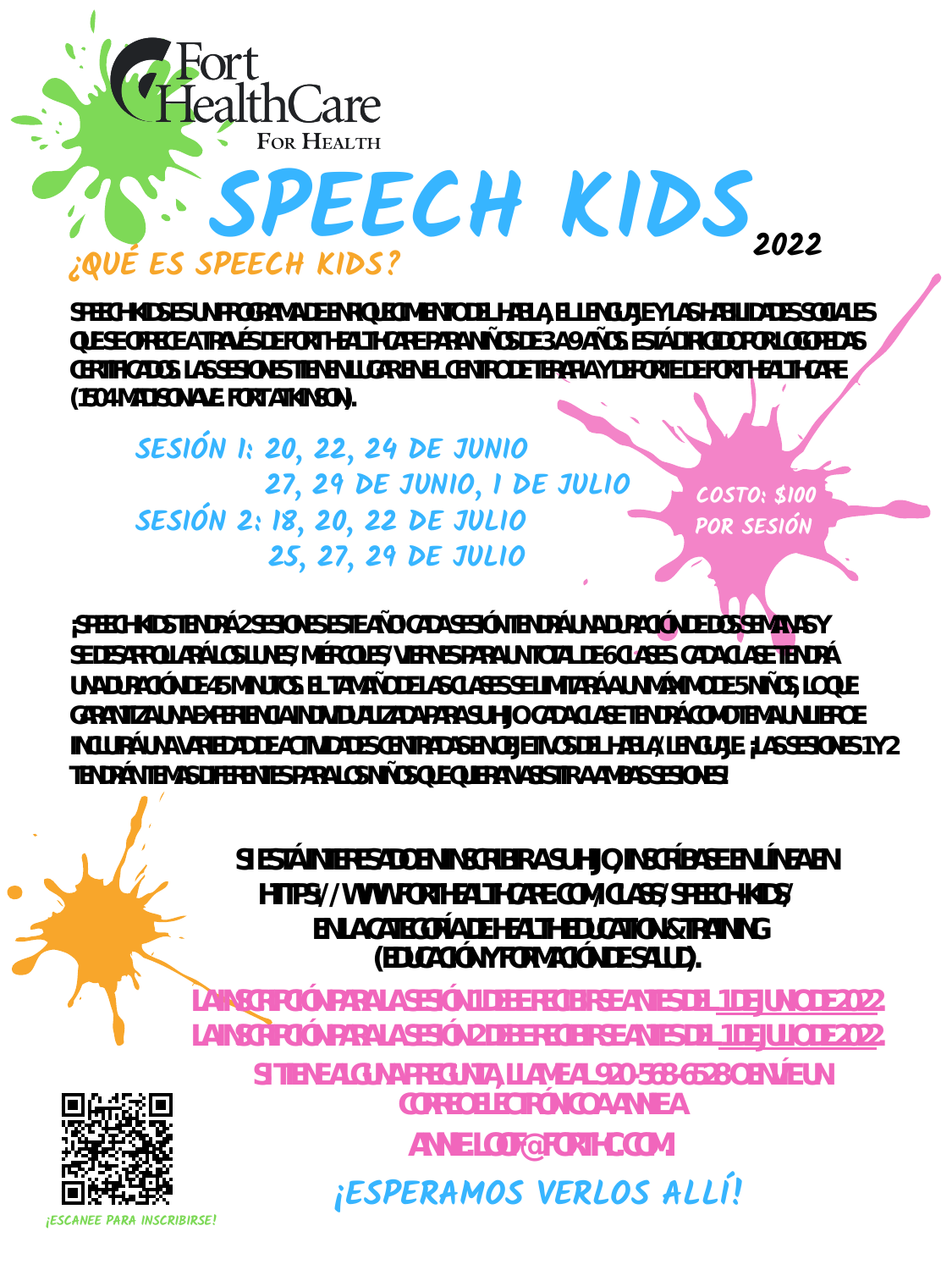Fort HealthCare
For Health

# SPEECH KIDS 2022

## ¿QUÉ ES SPEECH KIDS?

**SPEECH KIDS ES UN PROGRAMA DE ENRIQUECIMIENTO DEL HABLA, EL LENGUAJE Y LAS HABILIDADES SOCIALES QUE SE OFRECE A TRAVÉS DE FORT HEALTHCARE PARA NIÑOS DE 3 A 9 AÑOS. ESTÁ DIRIGIDO POR LOGOPEDAS CERTIFICADOS. LAS SESIONES TIENEN LUGAR EN EL CENTRO DE TERAPIA Y DEPORTE DE FORT HEALTHCARE (1504 MADISON AVE. FORT ATKINSON).**

SESIÓN 1: 20, 22, 24 DE JUNIO
27, 29 DE JUNIO, 1 DE JULIO
SESIÓN 2: 18, 20, 22 DE JULIO
25, 27, 29 DE JULIO

COSTO: $100 POR SESIÓN

**¡SPEECH KIDS TENDRÁ 2 SESIONES ESTE AÑO! CADA SESIÓN TENDRÁ UNA DURACIÓN DE DOS SEMANAS Y SE DESARROLLARÁ LOS LUNES/ MIÉRCOLES/ VIERNES PARA UN TOTAL DE 6 CLASES. CADA CLASE TENDRÁ UNA DURACIÓN DE 45 MINUTOS. EL TAMAÑO DE LAS CLASES SE LIMITARÁ A UN MÁXIMO DE 5 NIÑOS, LO QUE GARANTIZA UNA EXPERIENCIA INDIVIDUALIZADA PARA SU HIJO. CADA CLASE TENDRÁ COMO TEMA UN LIBRO E INCLUIRÁ UNA VARIEDAD DE ACTIVIDADES CENTRADAS EN OBJETIVOS DEL HABLA/ LENGUAJE. ¡LAS SESIONES 1 Y 2 TENDRÁN TEMAS DIFERENTES PARA LOS NIÑOS QUE QUIERAN ASISTIR A AMBAS SESIONES!**

**SI ESTÁ INTERESADO EN INSCRIBIR A SU HIJO, INSCRÍBASE EN LÍNEA EN HTTPS://WWW.FORTHEALTHCARE.COM/CLASS/SPEECH-KIDS/ EN LA CATEGORÍA DE HEALTH EDUCATION & TRAINING (EDUCACIÓN Y FORMACIÓN DE SALUD).**

**LA INSCRIPCIÓN PARA LA SESIÓN 1 DEBE RECIBIRSE ANTES DEL 1 DE JUNIO DE 2022**
**LA INSCRIPCIÓN PARA LA SESIÓN 2 DEBE RECIBIRSE ANTES DEL 1 DE JULIO DE 2022**

**SI TIENE ALGUNA PREGUNTA, LLAME AL 920-568-6528 O ENVÍE UN CORREO ELECTRÓNICO A ANNE A ANNE.LOOF@FORTHC.COM**

¡ESPERAMOS VERLOS ALLÍ!

¡ESCANEE PARA INSCRIBIRSE!